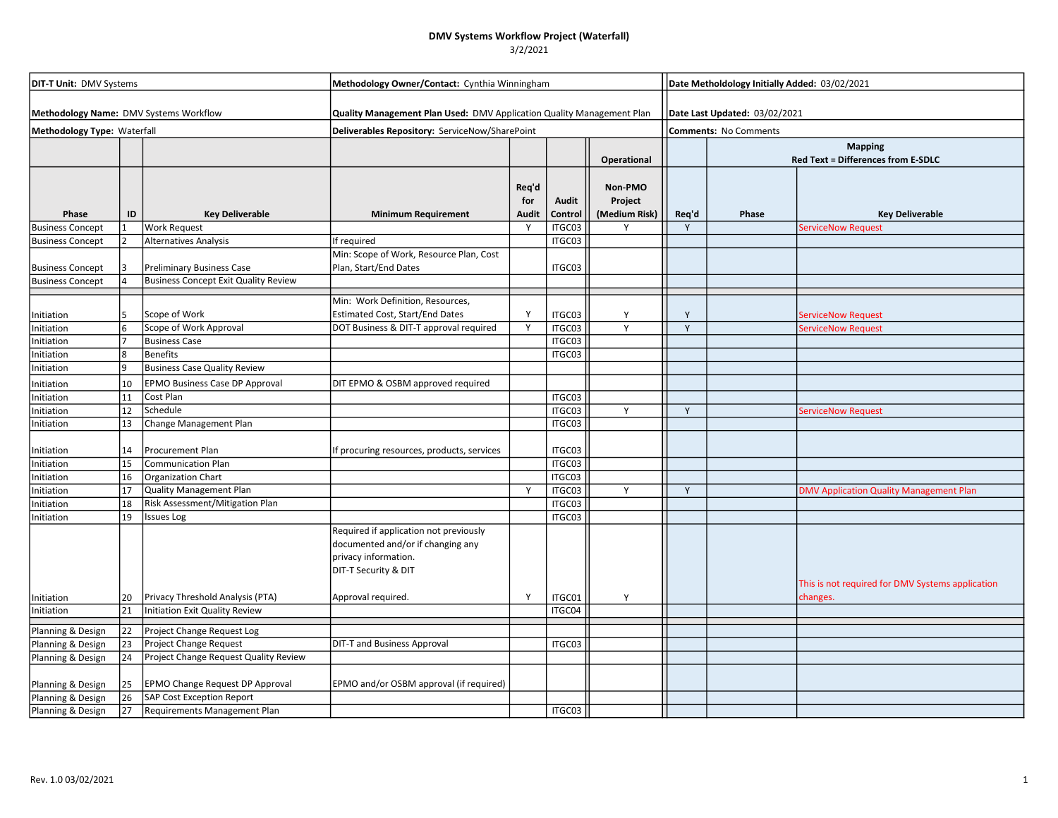# DMV Systems Workflow Project (Waterfall)

3/2/2021

| **DIT-T Unit:** DMV Systems | **Methodology Owner/Contact:** Cynthia Winningham | **Date Metholdology Initially Added:** 03/02/2021 |
|---|---|---|
| **Methodology Name:** DMV Systems Workflow | **Quality Management Plan Used:** DMV Application Quality Management Plan | **Date Last Updated:** 03/02/2021 |
| **Methodology Type:** Waterfall | **Deliverables Repository:** ServiceNow/SharePoint | **Comments:** No Comments |

| Phase | ID | Key Deliverable | Minimum Requirement | Req'd for Audit | Audit Control | Operational Non-PMO Project (Medium Risk) | Mapping (Red Text = Differences from E-SDLC) Req'd | Mapping Phase | Mapping Key Deliverable |
|---|---|---|---|---|---|---|---|---|---|
| Business Concept | 1 | Work Request | | Y | ITGC03 | Y | Y | | ServiceNow Request |
| Business Concept | 2 | Alternatives Analysis | If required | | ITGC03 | | | | |
| Business Concept | 3 | Preliminary Business Case | Min: Scope of Work, Resource Plan, Cost Plan, Start/End Dates | | ITGC03 | | | | |
| Business Concept | 4 | Business Concept Exit Quality Review | | | | | | | |
| Initiation | 5 | Scope of Work | Min: Work Definition, Resources, Estimated Cost, Start/End Dates | Y | ITGC03 | Y | Y | | ServiceNow Request |
| Initiation | 6 | Scope of Work Approval | DOT Business & DIT-T approval required | Y | ITGC03 | Y | Y | | ServiceNow Request |
| Initiation | 7 | Business Case | | | ITGC03 | | | | |
| Initiation | 8 | Benefits | | | ITGC03 | | | | |
| Initiation | 9 | Business Case Quality Review | | | | | | | |
| Initiation | 10 | EPMO Business Case DP Approval | DIT EPMO & OSBM approved required | | | | | | |
| Initiation | 11 | Cost Plan | | | ITGC03 | | | | |
| Initiation | 12 | Schedule | | | ITGC03 | Y | Y | | ServiceNow Request |
| Initiation | 13 | Change Management Plan | | | ITGC03 | | | | |
| Initiation | 14 | Procurement Plan | If procuring resources, products, services | | ITGC03 | | | | |
| Initiation | 15 | Communication Plan | | | ITGC03 | | | | |
| Initiation | 16 | Organization Chart | | | ITGC03 | | | | |
| Initiation | 17 | Quality Management Plan | | Y | ITGC03 | Y | Y | | DMV Application Quality Management Plan |
| Initiation | 18 | Risk Assessment/Mitigation Plan | | | ITGC03 | | | | |
| Initiation | 19 | Issues Log | | | ITGC03 | | | | |
| Initiation | 20 | Privacy Threshold Analysis (PTA) | Required if application not previously documented and/or if changing any privacy information. DIT-T Security & DIT Approval required. | Y | ITGC01 | Y | | | This is not required for DMV Systems application changes. |
| Initiation | 21 | Initiation Exit Quality Review | | | ITGC04 | | | | |
| Planning & Design | 22 | Project Change Request Log | | | | | | | |
| Planning & Design | 23 | Project Change Request | DIT-T and Business Approval | | ITGC03 | | | | |
| Planning & Design | 24 | Project Change Request Quality Review | | | | | | | |
| Planning & Design | 25 | EPMO Change Request DP Approval | EPMO and/or OSBM approval (if required) | | | | | | |
| Planning & Design | 26 | SAP Cost Exception Report | | | | | | | |
| Planning & Design | 27 | Requirements Management Plan | | | ITGC03 | | | | |

Rev. 1.0 03/02/2021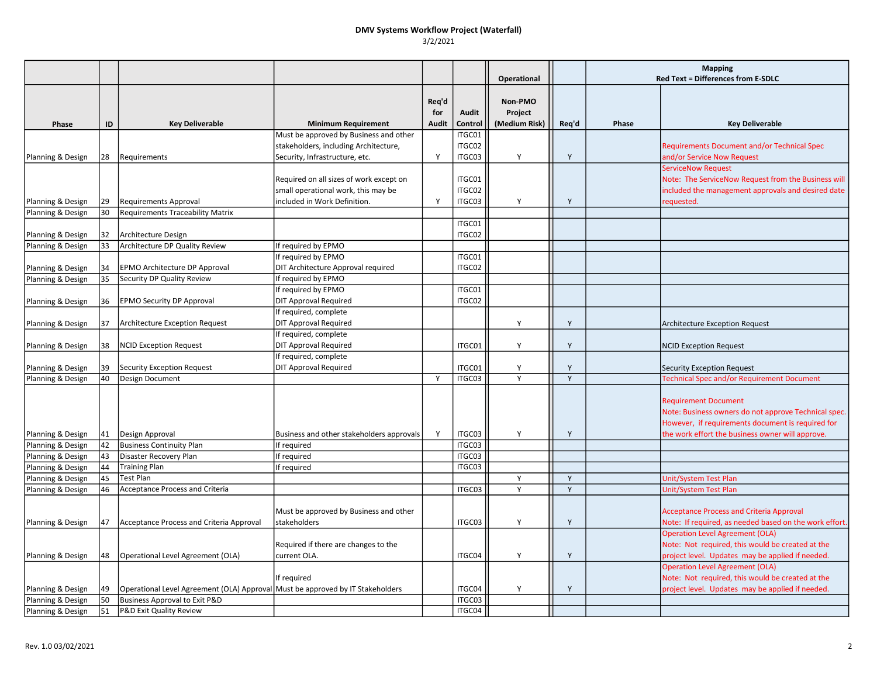# DMV Systems Workflow Project (Waterfall)

3/2/2021

| | | | | | | Operational | | Mapping Red Text = Differences from E-SDLC | |
|---|---|---|---|---|---|---|---|---|---|
| Phase | ID | Key Deliverable | Minimum Requirement | Req'd for Audit | Audit Control | Non-PMO Project (Medium Risk) | Req'd | Phase | Key Deliverable |
| Planning & Design | 28 | Requirements | Must be approved by Business and other stakeholders, including Architecture, Security, Infrastructure, etc. | Y | ITGC01 ITGC02 ITGC03 | Y | Y | | Requirements Document and/or Technical Spec and/or Service Now Request |
| Planning & Design | 29 | Requirements Approval | Required on all sizes of work except on small operational work, this may be included in Work Definition. | Y | ITGC01 ITGC02 ITGC03 | Y | Y | | ServiceNow Request Note: The ServiceNow Request from the Business will included the management approvals and desired date requested. |
| Planning & Design | 30 | Requirements Traceability Matrix | | | | | | | |
| Planning & Design | 32 | Architecture Design | | | ITGC01 ITGC02 | | | | |
| Planning & Design | 33 | Architecture DP Quality Review | If required by EPMO | | | | | | |
| Planning & Design | 34 | EPMO Architecture DP Approval | If required by EPMO DIT Architecture Approval required | | ITGC01 ITGC02 | | | | |
| Planning & Design | 35 | Security DP Quality Review | If required by EPMO | | | | | | |
| Planning & Design | 36 | EPMO Security DP Approval | If required by EPMO DIT Approval Required | | ITGC01 ITGC02 | | | | |
| Planning & Design | 37 | Architecture Exception Request | If required, complete DIT Approval Required | | | Y | Y | | Architecture Exception Request |
| Planning & Design | 38 | NCID Exception Request | If required, complete DIT Approval Required | | ITGC01 | Y | Y | | NCID Exception Request |
| Planning & Design | 39 | Security Exception Request | If required, complete DIT Approval Required | | ITGC01 | Y | Y | | Security Exception Request |
| Planning & Design | 40 | Design Document | | Y | ITGC03 | Y | Y | | Technical Spec and/or Requirement Document |
| Planning & Design | 41 | Design Approval | Business and other stakeholders approvals | Y | ITGC03 | Y | Y | | Requirement Document Note: Business owners do not approve Technical spec. However, if requirements document is required for the work effort the business owner will approve. |
| Planning & Design | 42 | Business Continuity Plan | If required | | ITGC03 | | | | |
| Planning & Design | 43 | Disaster Recovery Plan | If required | | ITGC03 | | | | |
| Planning & Design | 44 | Training Plan | If required | | ITGC03 | | | | |
| Planning & Design | 45 | Test Plan | | | | Y | Y | | Unit/System Test Plan |
| Planning & Design | 46 | Acceptance Process and Criteria | | | ITGC03 | Y | Y | | Unit/System Test Plan |
| Planning & Design | 47 | Acceptance Process and Criteria Approval | Must be approved by Business and other stakeholders | | ITGC03 | Y | Y | | Acceptance Process and Criteria Approval Note: If required, as needed based on the work effort. |
| Planning & Design | 48 | Operational Level Agreement (OLA) | Required if there are changes to the current OLA. | | ITGC04 | Y | Y | | Operation Level Agreement (OLA) Note: Not required, this would be created at the project level. Updates may be applied if needed. |
| Planning & Design | 49 | Operational Level Agreement (OLA) Approval | If required Must be approved by IT Stakeholders | | ITGC04 | Y | Y | | Operation Level Agreement (OLA) Note: Not required, this would be created at the project level. Updates may be applied if needed. |
| Planning & Design | 50 | Business Approval to Exit P&D | | | ITGC03 | | | | |
| Planning & Design | 51 | P&D Exit Quality Review | | | ITGC04 | | | | |

Rev. 1.0 03/02/2021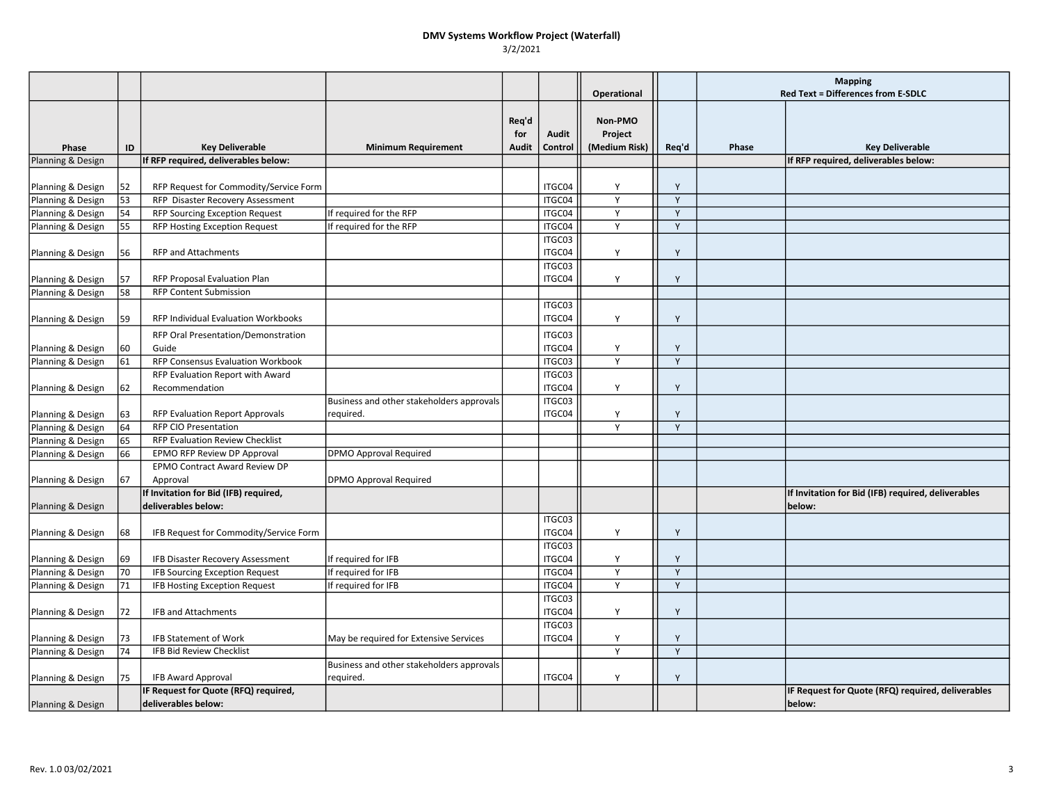**DMV Systems Workflow Project (Waterfall)**

3/2/2021

| | | | | | | Operational | | Mapping Red Text = Differences from E-SDLC | |
|---|---|---|---|---|---|---|---|---|---|
| Phase | ID | Key Deliverable | Minimum Requirement | Req'd for Audit | Audit Control | Non-PMO Project (Medium Risk) | Req'd | Phase | Key Deliverable |
| Planning & Design | | **If RFP required, deliverables below:** | | | | | | | **If RFP required, deliverables below:** |
| Planning & Design | 52 | RFP Request for Commodity/Service Form | | | ITGC04 | Y | Y | | |
| Planning & Design | 53 | RFP Disaster Recovery Assessment | | | ITGC04 | Y | Y | | |
| Planning & Design | 54 | RFP Sourcing Exception Request | If required for the RFP | | ITGC04 | Y | Y | | |
| Planning & Design | 55 | RFP Hosting Exception Request | If required for the RFP | | ITGC04 | Y | Y | | |
| Planning & Design | 56 | RFP and Attachments | | | ITGC03 ITGC04 | Y | Y | | |
| Planning & Design | 57 | RFP Proposal Evaluation Plan | | | ITGC03 ITGC04 | Y | Y | | |
| Planning & Design | 58 | RFP Content Submission | | | | | | | |
| Planning & Design | 59 | RFP Individual Evaluation Workbooks | | | ITGC03 ITGC04 | Y | Y | | |
| Planning & Design | 60 | RFP Oral Presentation/Demonstration Guide | | | ITGC03 ITGC04 | Y | Y | | |
| Planning & Design | 61 | RFP Consensus Evaluation Workbook | | | ITGC03 | Y | Y | | |
| Planning & Design | 62 | RFP Evaluation Report with Award Recommendation | | | ITGC03 ITGC04 | Y | Y | | |
| Planning & Design | 63 | RFP Evaluation Report Approvals | Business and other stakeholders approvals required. | | ITGC03 ITGC04 | Y | Y | | |
| Planning & Design | 64 | RFP CIO Presentation | | | | Y | Y | | |
| Planning & Design | 65 | RFP Evaluation Review Checklist | | | | | | | |
| Planning & Design | 66 | EPMO RFP Review DP Approval | DPMO Approval Required | | | | | | |
| Planning & Design | 67 | EPMO Contract Award Review DP Approval | DPMO Approval Required | | | | | | |
| Planning & Design | | **If Invitation for Bid (IFB) required, deliverables below:** | | | | | | | **If Invitation for Bid (IFB) required, deliverables below:** |
| Planning & Design | 68 | IFB Request for Commodity/Service Form | | | ITGC03 ITGC04 | Y | Y | | |
| Planning & Design | 69 | IFB Disaster Recovery Assessment | If required for IFB | | ITGC03 ITGC04 | Y | Y | | |
| Planning & Design | 70 | IFB Sourcing Exception Request | If required for IFB | | ITGC04 | Y | Y | | |
| Planning & Design | 71 | IFB Hosting Exception Request | If required for IFB | | ITGC04 | Y | Y | | |
| Planning & Design | 72 | IFB and Attachments | | | ITGC03 ITGC04 | Y | Y | | |
| Planning & Design | 73 | IFB Statement of Work | May be required for Extensive Services | | ITGC03 ITGC04 | Y | Y | | |
| Planning & Design | 74 | IFB Bid Review Checklist | | | | Y | Y | | |
| Planning & Design | 75 | IFB Award Approval | Business and other stakeholders approvals required. | | ITGC04 | Y | Y | | |
| Planning & Design | | **IF Request for Quote (RFQ) required, deliverables below:** | | | | | | | **IF Request for Quote (RFQ) required, deliverables below:** |

Rev. 1.0 03/02/2021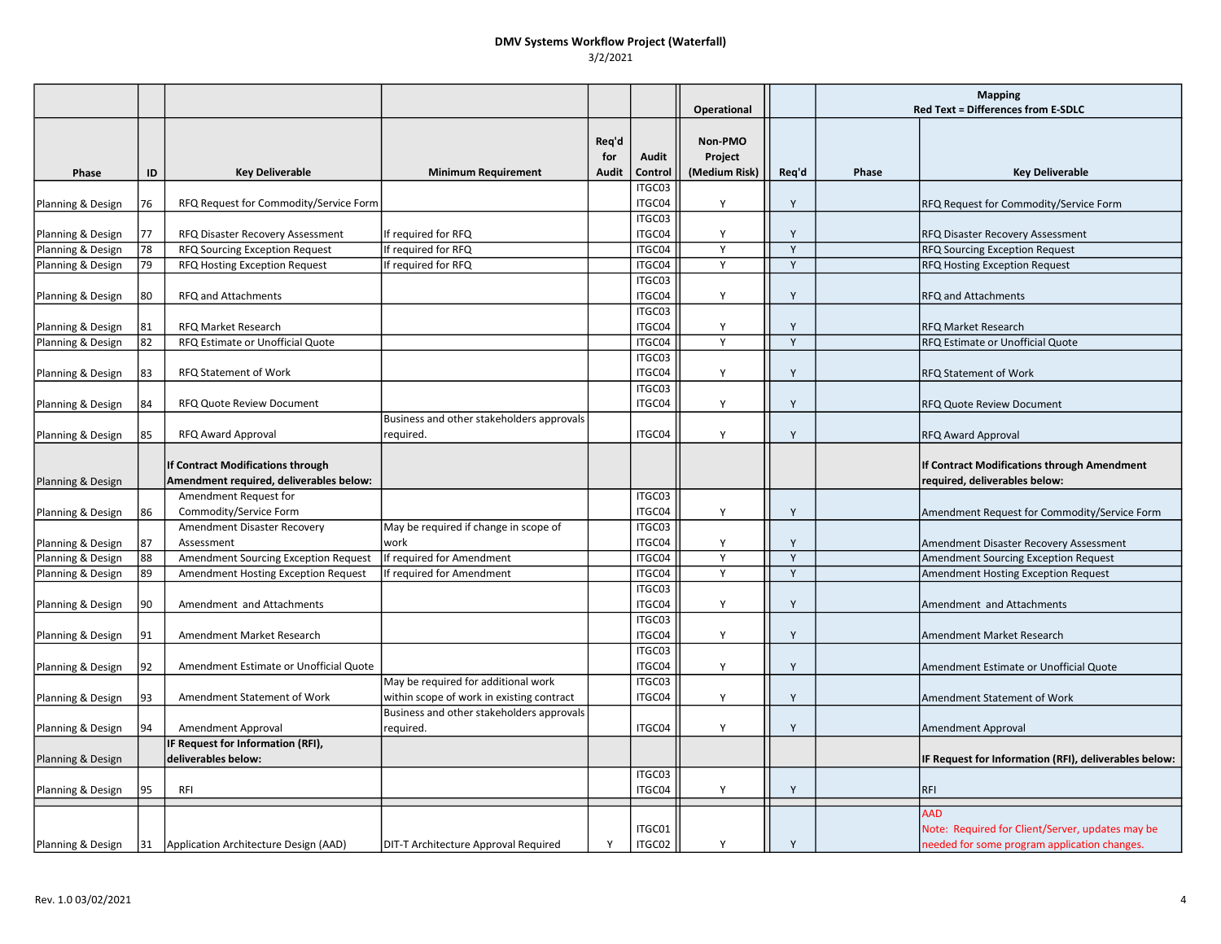## DMV Systems Workflow Project (Waterfall)

3/2/2021

| Phase | ID | Key Deliverable | Minimum Requirement | Req'd for Audit | Audit Control | Operational<br>Non-PMO Project (Medium Risk) | Req'd | Mapping<br>Red Text = Differences from E-SDLC<br>Phase | Key Deliverable |
|---|---|---|---|---|---|---|---|---|---|
| Planning & Design | 76 | RFQ Request for Commodity/Service Form | | | ITGC03<br>ITGC04 | Y | Y | | RFQ Request for Commodity/Service Form |
| Planning & Design | 77 | RFQ Disaster Recovery Assessment | If required for RFQ | | ITGC03<br>ITGC04 | Y | Y | | RFQ Disaster Recovery Assessment |
| Planning & Design | 78 | RFQ Sourcing Exception Request | If required for RFQ | | ITGC04 | Y | Y | | RFQ Sourcing Exception Request |
| Planning & Design | 79 | RFQ Hosting Exception Request | If required for RFQ | | ITGC04 | Y | Y | | RFQ Hosting Exception Request |
| Planning & Design | 80 | RFQ and Attachments | | | ITGC03<br>ITGC04 | Y | Y | | RFQ and Attachments |
| Planning & Design | 81 | RFQ Market Research | | | ITGC03<br>ITGC04 | Y | Y | | RFQ Market Research |
| Planning & Design | 82 | RFQ Estimate or Unofficial Quote | | | ITGC04 | Y | Y | | RFQ Estimate or Unofficial Quote |
| Planning & Design | 83 | RFQ Statement of Work | | | ITGC03<br>ITGC04 | Y | Y | | RFQ Statement of Work |
| Planning & Design | 84 | RFQ Quote Review Document | | | ITGC03<br>ITGC04 | Y | Y | | RFQ Quote Review Document |
| Planning & Design | 85 | RFQ Award Approval | Business and other stakeholders approvals required. | | ITGC04 | Y | Y | | RFQ Award Approval |
| Planning & Design | | **If Contract Modifications through Amendment required, deliverables below:** | | | | | | | **If Contract Modifications through Amendment required, deliverables below:** |
| Planning & Design | 86 | Amendment Request for Commodity/Service Form | | | ITGC03<br>ITGC04 | Y | Y | | Amendment Request for Commodity/Service Form |
| Planning & Design | 87 | Amendment Disaster Recovery Assessment | May be required if change in scope of work | | ITGC03<br>ITGC04 | Y | Y | | Amendment Disaster Recovery Assessment |
| Planning & Design | 88 | Amendment Sourcing Exception Request | If required for Amendment | | ITGC04 | Y | Y | | Amendment Sourcing Exception Request |
| Planning & Design | 89 | Amendment Hosting Exception Request | If required for Amendment | | ITGC04 | Y | Y | | Amendment Hosting Exception Request |
| Planning & Design | 90 | Amendment and Attachments | | | ITGC03<br>ITGC04 | Y | Y | | Amendment and Attachments |
| Planning & Design | 91 | Amendment Market Research | | | ITGC03<br>ITGC04 | Y | Y | | Amendment Market Research |
| Planning & Design | 92 | Amendment Estimate or Unofficial Quote | | | ITGC03<br>ITGC04 | Y | Y | | Amendment Estimate or Unofficial Quote |
| Planning & Design | 93 | Amendment Statement of Work | May be required for additional work within scope of work in existing contract | | ITGC03<br>ITGC04 | Y | Y | | Amendment Statement of Work |
| Planning & Design | 94 | Amendment Approval | Business and other stakeholders approvals required. | | ITGC04 | Y | Y | | Amendment Approval |
| Planning & Design | | **IF Request for Information (RFI), deliverables below:** | | | | | | | **IF Request for Information (RFI), deliverables below:** |
| Planning & Design | 95 | RFI | | | ITGC03<br>ITGC04 | Y | Y | | RFI |
| Planning & Design | 31 | Application Architecture Design (AAD) | DIT-T Architecture Approval Required | Y | ITGC01<br>ITGC02 | Y | Y | | AAD<br>Note: Required for Client/Server, updates may be needed for some program application changes. |

Rev. 1.0 03/02/2021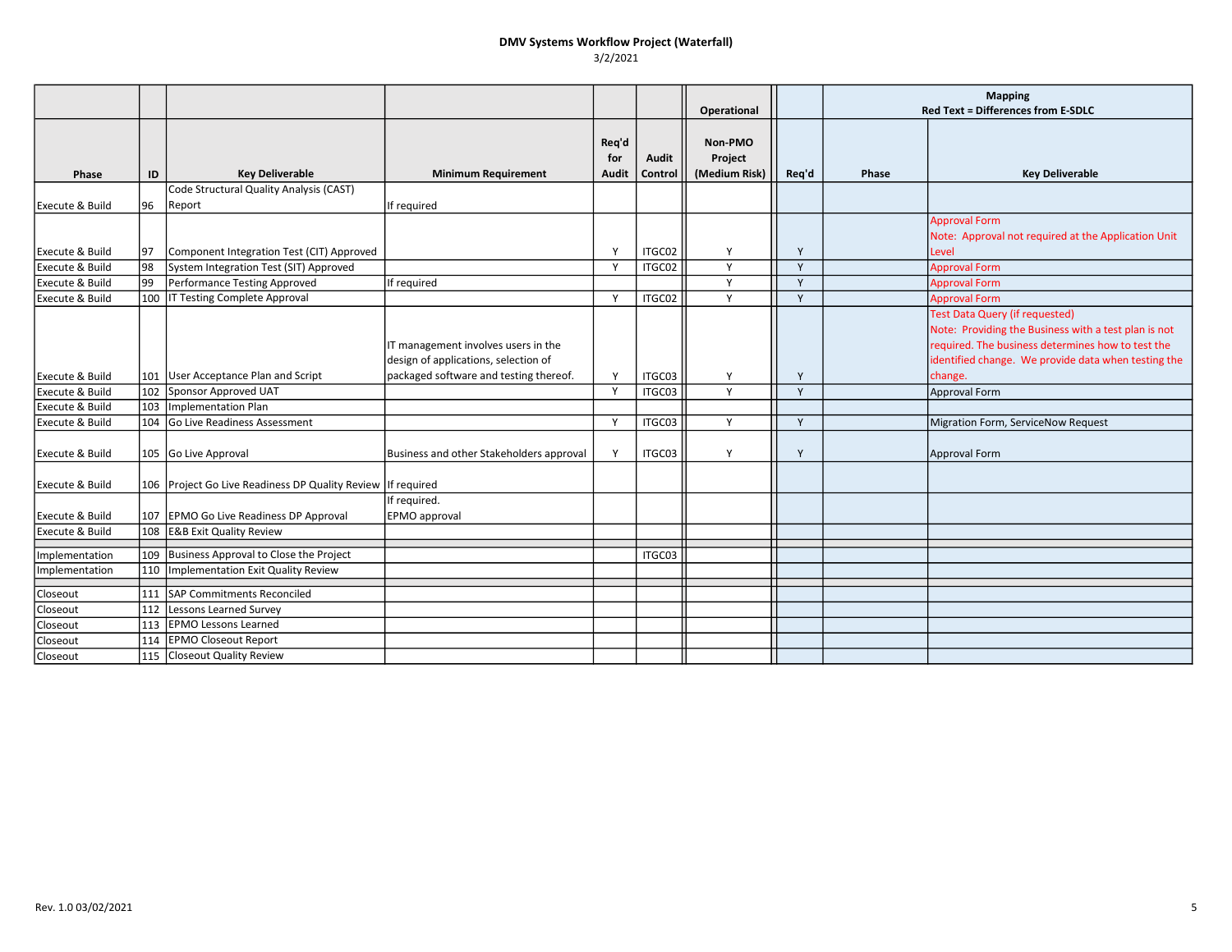**DMV Systems Workflow Project (Waterfall)**

3/2/2021

| | | | | | | Operational | | Mapping Red Text = Differences from E-SDLC | |
|---|---|---|---|---|---|---|---|---|---|
| Phase | ID | Key Deliverable | Minimum Requirement | Req'd for Audit | Audit Control | Non-PMO Project (Medium Risk) | Req'd | Phase | Key Deliverable |
| Execute & Build | 96 | Code Structural Quality Analysis (CAST) Report | If required | | | | | | |
| Execute & Build | 97 | Component Integration Test (CIT) Approved | | Y | ITGC02 | Y | Y | | Approval Form Note: Approval not required at the Application Unit Level |
| Execute & Build | 98 | System Integration Test (SIT) Approved | | Y | ITGC02 | Y | Y | | Approval Form |
| Execute & Build | 99 | Performance Testing Approved | If required | | | Y | Y | | Approval Form |
| Execute & Build | 100 | IT Testing Complete Approval | | Y | ITGC02 | Y | Y | | Approval Form |
| Execute & Build | 101 | User Acceptance Plan and Script | IT management involves users in the design of applications, selection of packaged software and testing thereof. | Y | ITGC03 | Y | Y | | Test Data Query (if requested) Note: Providing the Business with a test plan is not required. The business determines how to test the identified change. We provide data when testing the change. |
| Execute & Build | 102 | Sponsor Approved UAT | | Y | ITGC03 | Y | Y | | Approval Form |
| Execute & Build | 103 | Implementation Plan | | | | | | | |
| Execute & Build | 104 | Go Live Readiness Assessment | | Y | ITGC03 | Y | Y | | Migration Form, ServiceNow Request |
| Execute & Build | 105 | Go Live Approval | Business and other Stakeholders approval | Y | ITGC03 | Y | Y | | Approval Form |
| Execute & Build | 106 | Project Go Live Readiness DP Quality Review | If required | | | | | | |
| Execute & Build | 107 | EPMO Go Live Readiness DP Approval | If required. EPMO approval | | | | | | |
| Execute & Build | 108 | E&B Exit Quality Review | | | | | | | |
| | | | | | | | | | |
| Implementation | 109 | Business Approval to Close the Project | | | ITGC03 | | | | |
| Implementation | 110 | Implementation Exit Quality Review | | | | | | | |
| | | | | | | | | | |
| Closeout | 111 | SAP Commitments Reconciled | | | | | | | |
| Closeout | 112 | Lessons Learned Survey | | | | | | | |
| Closeout | 113 | EPMO Lessons Learned | | | | | | | |
| Closeout | 114 | EPMO Closeout Report | | | | | | | |
| Closeout | 115 | Closeout Quality Review | | | | | | | |

Rev. 1.0 03/02/2021